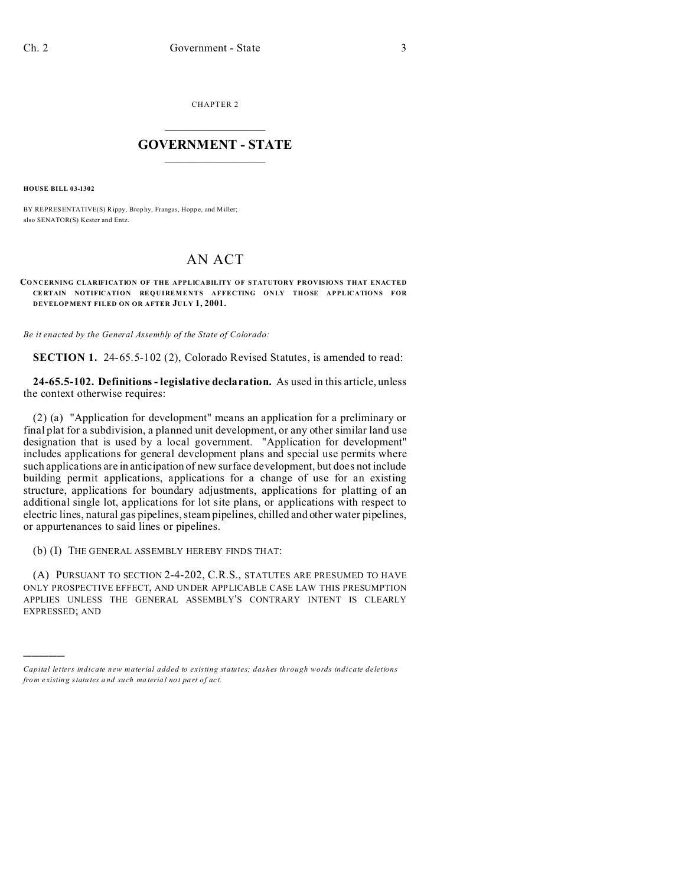CHAPTER 2

# GOVERNMENT - STATE

**HOUSE BILL 03-1302**

BY REPRESENTATIVE(S) Rippy, Brophy, Frangas, Hoppe, and Miller;
also SENATOR(S) Kester and Entz.

# AN ACT

**CONCERNING CLARIFICATION OF THE APPLICABILITY OF STATUTORY PROVISIONS THAT ENACTED CERTAIN NOTIFICATION REQUIREMENTS AFFECTING ONLY THOSE APPLICATIONS FOR DEVELOPMENT FILED ON OR AFTER JULY 1, 2001.**

*Be it enacted by the General Assembly of the State of Colorado:*

**SECTION 1.** 24-65.5-102 (2), Colorado Revised Statutes, is amended to read:

**24-65.5-102. Definitions - legislative declaration.** As used in this article, unless the context otherwise requires:

(2) (a) "Application for development" means an application for a preliminary or final plat for a subdivision, a planned unit development, or any other similar land use designation that is used by a local government. "Application for development" includes applications for general development plans and special use permits where such applications are in anticipation of new surface development, but does not include building permit applications, applications for a change of use for an existing structure, applications for boundary adjustments, applications for platting of an additional single lot, applications for lot site plans, or applications with respect to electric lines, natural gas pipelines, steam pipelines, chilled and other water pipelines, or appurtenances to said lines or pipelines.

(b) (I) THE GENERAL ASSEMBLY HEREBY FINDS THAT:

(A) PURSUANT TO SECTION 2-4-202, C.R.S., STATUTES ARE PRESUMED TO HAVE ONLY PROSPECTIVE EFFECT, AND UNDER APPLICABLE CASE LAW THIS PRESUMPTION APPLIES UNLESS THE GENERAL ASSEMBLY'S CONTRARY INTENT IS CLEARLY EXPRESSED; AND

---

*Capital letters indicate new material added to existing statutes; dashes through words indicate deletions from existing statutes and such material not part of act.*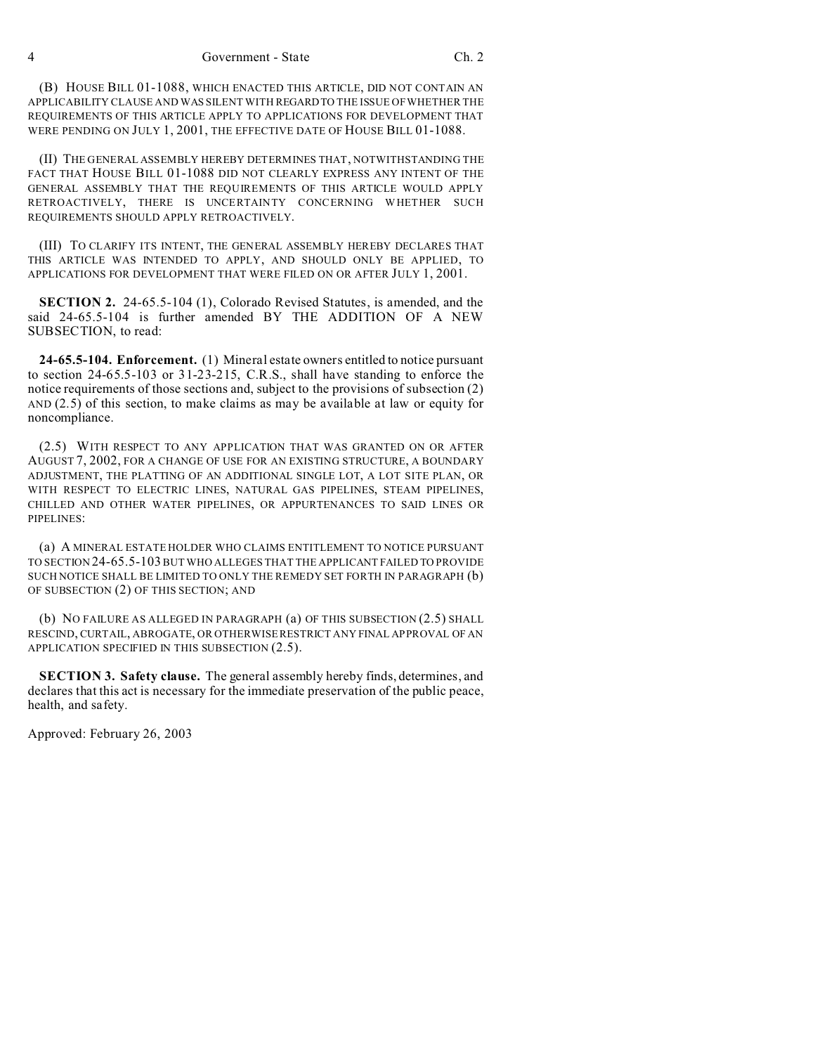(B) HOUSE BILL 01-1088, WHICH ENACTED THIS ARTICLE, DID NOT CONTAIN AN APPLICABILITY CLAUSE AND WAS SILENT WITH REGARD TO THE ISSUE OF WHETHER THE REQUIREMENTS OF THIS ARTICLE APPLY TO APPLICATIONS FOR DEVELOPMENT THAT WERE PENDING ON JULY 1, 2001, THE EFFECTIVE DATE OF HOUSE BILL 01-1088.

(II) THE GENERAL ASSEMBLY HEREBY DETERMINES THAT, NOTWITHSTANDING THE FACT THAT HOUSE BILL 01-1088 DID NOT CLEARLY EXPRESS ANY INTENT OF THE GENERAL ASSEMBLY THAT THE REQUIREMENTS OF THIS ARTICLE WOULD APPLY RETROACTIVELY, THERE IS UNCERTAINTY CONCERNING WHETHER SUCH REQUIREMENTS SHOULD APPLY RETROACTIVELY.

(III) TO CLARIFY ITS INTENT, THE GENERAL ASSEMBLY HEREBY DECLARES THAT THIS ARTICLE WAS INTENDED TO APPLY, AND SHOULD ONLY BE APPLIED, TO APPLICATIONS FOR DEVELOPMENT THAT WERE FILED ON OR AFTER JULY 1, 2001.

**SECTION 2.** 24-65.5-104 (1), Colorado Revised Statutes, is amended, and the said 24-65.5-104 is further amended BY THE ADDITION OF A NEW SUBSECTION, to read:

**24-65.5-104. Enforcement.** (1) Mineral estate owners entitled to notice pursuant to section 24-65.5-103 or 31-23-215, C.R.S., shall have standing to enforce the notice requirements of those sections and, subject to the provisions of subsection (2) AND (2.5) of this section, to make claims as may be available at law or equity for noncompliance.

(2.5) WITH RESPECT TO ANY APPLICATION THAT WAS GRANTED ON OR AFTER AUGUST 7, 2002, FOR A CHANGE OF USE FOR AN EXISTING STRUCTURE, A BOUNDARY ADJUSTMENT, THE PLATTING OF AN ADDITIONAL SINGLE LOT, A LOT SITE PLAN, OR WITH RESPECT TO ELECTRIC LINES, NATURAL GAS PIPELINES, STEAM PIPELINES, CHILLED AND OTHER WATER PIPELINES, OR APPURTENANCES TO SAID LINES OR PIPELINES:

(a) A MINERAL ESTATE HOLDER WHO CLAIMS ENTITLEMENT TO NOTICE PURSUANT TO SECTION 24-65.5-103 BUT WHO ALLEGES THAT THE APPLICANT FAILED TO PROVIDE SUCH NOTICE SHALL BE LIMITED TO ONLY THE REMEDY SET FORTH IN PARAGRAPH (b) OF SUBSECTION (2) OF THIS SECTION; AND

(b) NO FAILURE AS ALLEGED IN PARAGRAPH (a) OF THIS SUBSECTION (2.5) SHALL RESCIND, CURTAIL, ABROGATE, OR OTHERWISE RESTRICT ANY FINAL APPROVAL OF AN APPLICATION SPECIFIED IN THIS SUBSECTION (2.5).

**SECTION 3. Safety clause.** The general assembly hereby finds, determines, and declares that this act is necessary for the immediate preservation of the public peace, health, and safety.

Approved: February 26, 2003